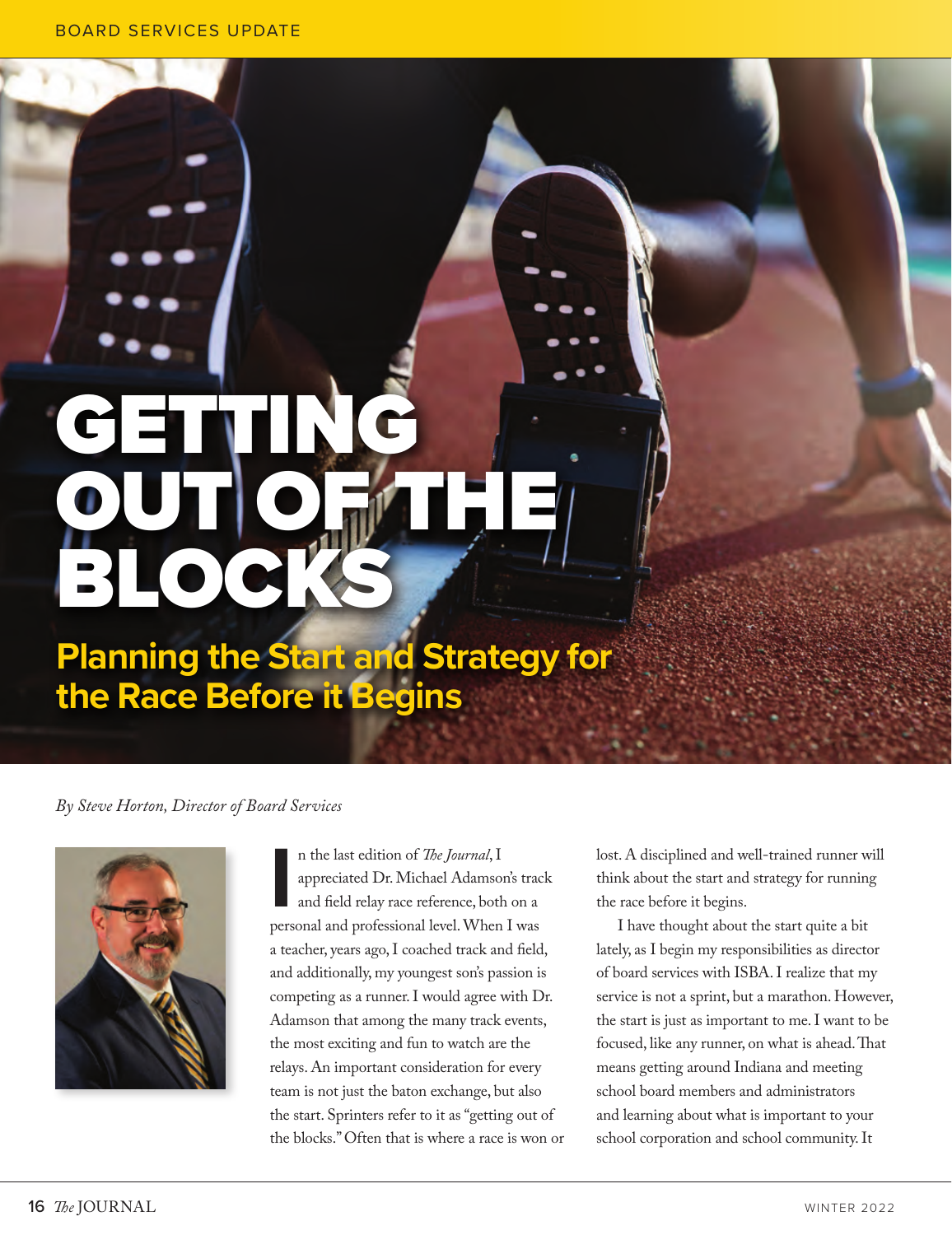# GETTING OUT OF THE BLOCKS

## Planning the Start and Strategy for the Race Before it Begins

*By Steve Horton, Director of Board Services*

In the last edition of *The Journal*, I appreciated Dr. Michael Adamson's track and field relay race reference, both on a personal and professional level. When I was a teacher, years ago, I coached track and field, and additionally, my youngest son's passion is competing as a runner. I would agree with Dr. Adamson that among the many track events, the most exciting and fun to watch are the relays. An important consideration for every team is not just the baton exchange, but also the start. Sprinters refer to it as "getting out of the blocks." Often that is where a race is won or lost. A disciplined and well-trained runner will think about the start and strategy for running the race before it begins.

I have thought about the start quite a bit lately, as I begin my responsibilities as director of board services with ISBA. I realize that my service is not a sprint, but a marathon. However, the start is just as important to me. I want to be focused, like any runner, on what is ahead. That means getting around Indiana and meeting school board members and administrators and learning about what is important to your school corporation and school community. It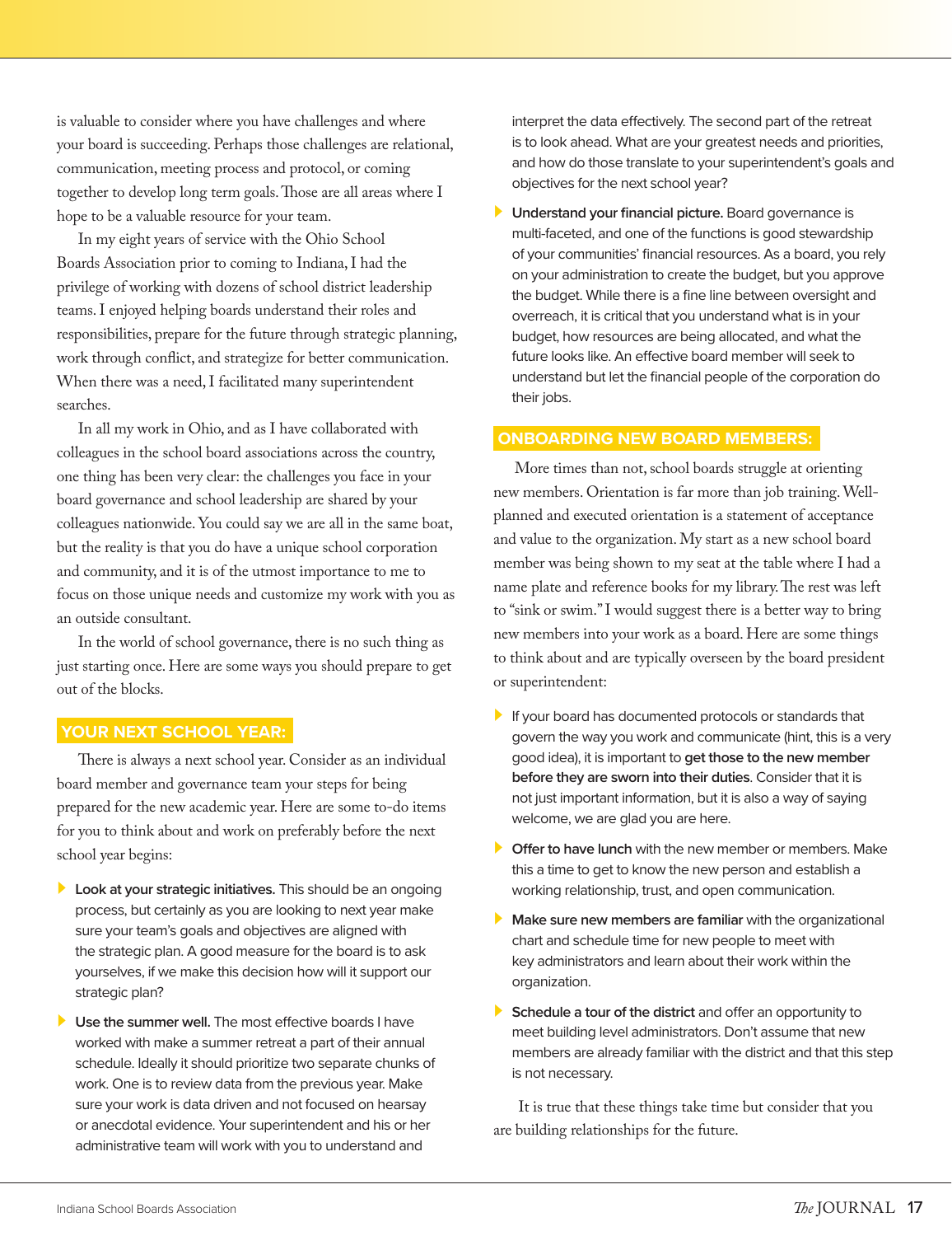is valuable to consider where you have challenges and where your board is succeeding. Perhaps those challenges are relational, communication, meeting process and protocol, or coming together to develop long term goals. Those are all areas where I hope to be a valuable resource for your team.

In my eight years of service with the Ohio School Boards Association prior to coming to Indiana, I had the privilege of working with dozens of school district leadership teams. I enjoyed helping boards understand their roles and responsibilities, prepare for the future through strategic planning, work through conflict, and strategize for better communication. When there was a need, I facilitated many superintendent searches.

In all my work in Ohio, and as I have collaborated with colleagues in the school board associations across the country, one thing has been very clear: the challenges you face in your board governance and school leadership are shared by your colleagues nationwide. You could say we are all in the same boat, but the reality is that you do have a unique school corporation and community, and it is of the utmost importance to me to focus on those unique needs and customize my work with you as an outside consultant.

In the world of school governance, there is no such thing as just starting once. Here are some ways you should prepare to get out of the blocks.

## YOUR NEXT SCHOOL YEAR:

There is always a next school year. Consider as an individual board member and governance team your steps for being prepared for the new academic year. Here are some to-do items for you to think about and work on preferably before the next school year begins:

- **Look at your strategic initiatives.** This should be an ongoing process, but certainly as you are looking to next year make sure your team's goals and objectives are aligned with the strategic plan. A good measure for the board is to ask yourselves, if we make this decision how will it support our strategic plan?
- **Use the summer well.** The most effective boards I have worked with make a summer retreat a part of their annual schedule. Ideally it should prioritize two separate chunks of work. One is to review data from the previous year. Make sure your work is data driven and not focused on hearsay or anecdotal evidence. Your superintendent and his or her administrative team will work with you to understand and interpret the data effectively. The second part of the retreat is to look ahead. What are your greatest needs and priorities, and how do those translate to your superintendent's goals and objectives for the next school year?
- **Understand your financial picture.** Board governance is multi-faceted, and one of the functions is good stewardship of your communities' financial resources. As a board, you rely on your administration to create the budget, but you approve the budget. While there is a fine line between oversight and overreach, it is critical that you understand what is in your budget, how resources are being allocated, and what the future looks like. An effective board member will seek to understand but let the financial people of the corporation do their jobs.

## ONBOARDING NEW BOARD MEMBERS:

More times than not, school boards struggle at orienting new members. Orientation is far more than job training. Well-planned and executed orientation is a statement of acceptance and value to the organization. My start as a new school board member was being shown to my seat at the table where I had a name plate and reference books for my library. The rest was left to "sink or swim." I would suggest there is a better way to bring new members into your work as a board. Here are some things to think about and are typically overseen by the board president or superintendent:

- If your board has documented protocols or standards that govern the way you work and communicate (hint, this is a very good idea), it is important to **get those to the new member before they are sworn into their duties**. Consider that it is not just important information, but it is also a way of saying welcome, we are glad you are here.
- **Offer to have lunch** with the new member or members. Make this a time to get to know the new person and establish a working relationship, trust, and open communication.
- **Make sure new members are familiar** with the organizational chart and schedule time for new people to meet with key administrators and learn about their work within the organization.
- **Schedule a tour of the district** and offer an opportunity to meet building level administrators. Don't assume that new members are already familiar with the district and that this step is not necessary.

It is true that these things take time but consider that you are building relationships for the future.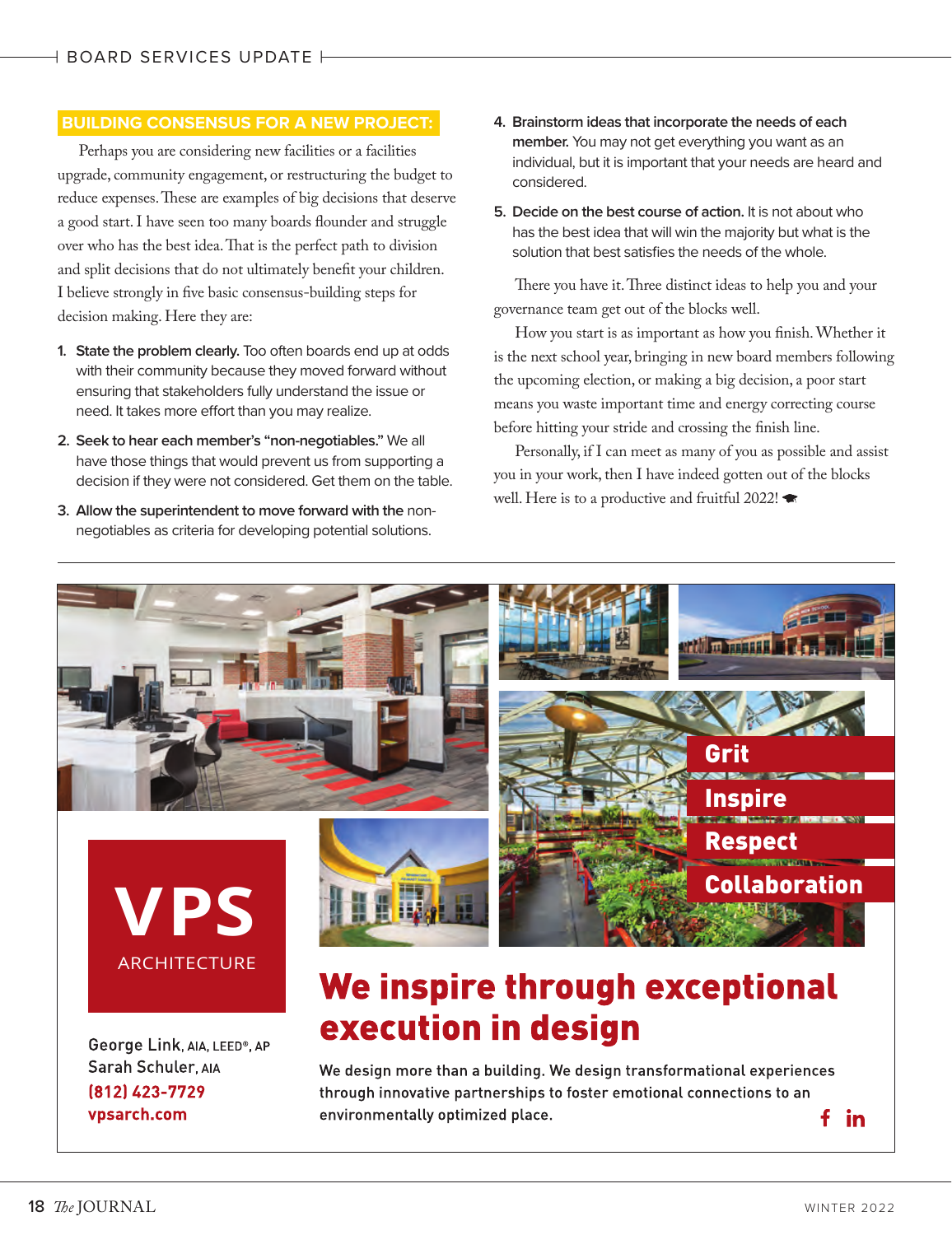## BUILDING CONSENSUS FOR A NEW PROJECT:

Perhaps you are considering new facilities or a facilities upgrade, community engagement, or restructuring the budget to reduce expenses. These are examples of big decisions that deserve a good start. I have seen too many boards flounder and struggle over who has the best idea. That is the perfect path to division and split decisions that do not ultimately benefit your children. I believe strongly in five basic consensus-building steps for decision making. Here they are:

1. **State the problem clearly.** Too often boards end up at odds with their community because they moved forward without ensuring that stakeholders fully understand the issue or need. It takes more effort than you may realize.
2. **Seek to hear each member's "non-negotiables."** We all have those things that would prevent us from supporting a decision if they were not considered. Get them on the table.
3. **Allow the superintendent to move forward with the** non-negotiables as criteria for developing potential solutions.
4. **Brainstorm ideas that incorporate the needs of each member.** You may not get everything you want as an individual, but it is important that your needs are heard and considered.
5. **Decide on the best course of action.** It is not about who has the best idea that will win the majority but what is the solution that best satisfies the needs of the whole.

There you have it. Three distinct ideas to help you and your governance team get out of the blocks well.

How you start is as important as how you finish. Whether it is the next school year, bringing in new board members following the upcoming election, or making a big decision, a poor start means you waste important time and energy correcting course before hitting your stride and crossing the finish line.

Personally, if I can meet as many of you as possible and assist you in your work, then I have indeed gotten out of the blocks well. Here is to a productive and fruitful 2022!

---

Grit

Inspire

Respect

Collaboration

**VPS**
ARCHITECTURE

George Link, AIA, LEED®, AP
Sarah Schuler, AIA
(812) 423-7729
vpsarch.com

**We inspire through exceptional execution in design**

We design more than a building. We design transformational experiences through innovative partnerships to foster emotional connections to an environmentally optimized place.